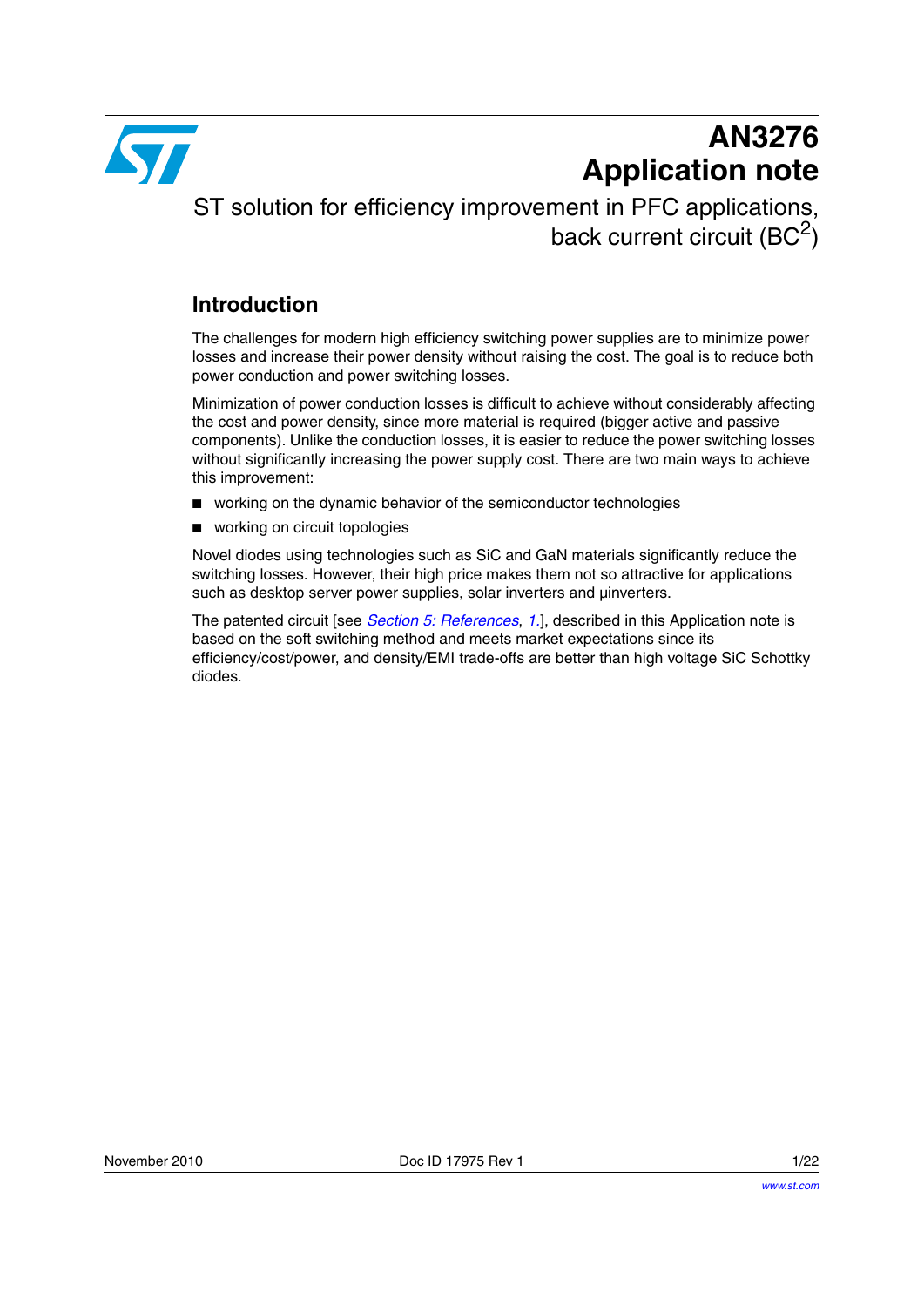# AN3276
# Application note

## ST solution for efficiency improvement in PFC applications, back current circuit ($BC^2$)

### Introduction

The challenges for modern high efficiency switching power supplies are to minimize power losses and increase their power density without raising the cost. The goal is to reduce both power conduction and power switching losses.

Minimization of power conduction losses is difficult to achieve without considerably affecting the cost and power density, since more material is required (bigger active and passive components). Unlike the conduction losses, it is easier to reduce the power switching losses without significantly increasing the power supply cost. There are two main ways to achieve this improvement:

- working on the dynamic behavior of the semiconductor technologies
- working on circuit topologies

Novel diodes using technologies such as SiC and GaN materials significantly reduce the switching losses. However, their high price makes them not so attractive for applications such as desktop server power supplies, solar inverters and µinverters.

The patented circuit [see *Section 5: References*, *1.*], described in this Application note is based on the soft switching method and meets market expectations since its efficiency/cost/power, and density/EMI trade-offs are better than high voltage SiC Schottky diodes.

November 2010 Doc ID 17975 Rev 1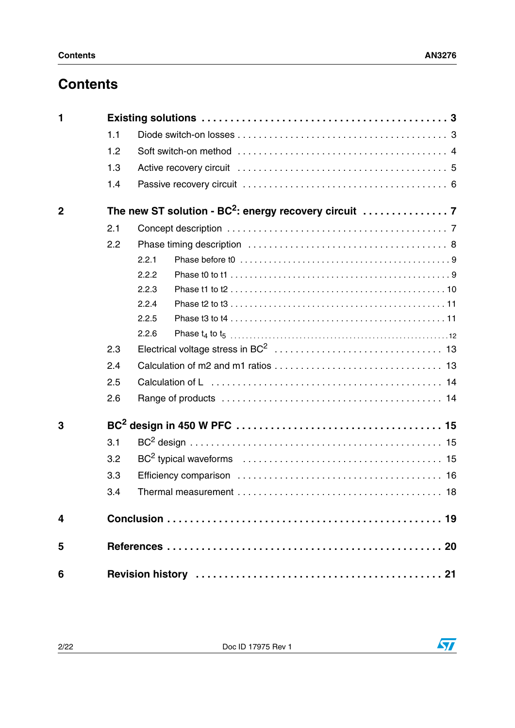# Contents

**1 Existing solutions . . . . . . . . . . 3**

- 1.1 Diode switch-on losses . . . . . . . . . . 3
- 1.2 Soft switch-on method . . . . . . . . . . 4
- 1.3 Active recovery circuit . . . . . . . . . . 5
- 1.4 Passive recovery circuit . . . . . . . . . . 6

**2 The new ST solution - $BC^2$: energy recovery circuit . . . . . . . . . . 7**

- 2.1 Concept description . . . . . . . . . . 7
- 2.2 Phase timing description . . . . . . . . . . 8
  - 2.2.1 Phase before t0 . . . . . . . . . . 9
  - 2.2.2 Phase t0 to t1 . . . . . . . . . . 9
  - 2.2.3 Phase t1 to t2 . . . . . . . . . . 10
  - 2.2.4 Phase t2 to t3 . . . . . . . . . . 11
  - 2.2.5 Phase t3 to t4 . . . . . . . . . . 11
  - 2.2.6 Phase $t_4$ to $t_5$ . . . . . . . . . . 12
- 2.3 Electrical voltage stress in $BC^2$ . . . . . . . . . . 13
- 2.4 Calculation of m2 and m1 ratios . . . . . . . . . . 13
- 2.5 Calculation of L . . . . . . . . . . 14
- 2.6 Range of products . . . . . . . . . . 14

**3 $BC^2$ design in 450 W PFC . . . . . . . . . . 15**

- 3.1 $BC^2$ design . . . . . . . . . . 15
- 3.2 $BC^2$ typical waveforms . . . . . . . . . . 15
- 3.3 Efficiency comparison . . . . . . . . . . 16
- 3.4 Thermal measurement . . . . . . . . . . 18

**4 Conclusion . . . . . . . . . . 19**

**5 References . . . . . . . . . . 20**

**6 Revision history . . . . . . . . . . 21**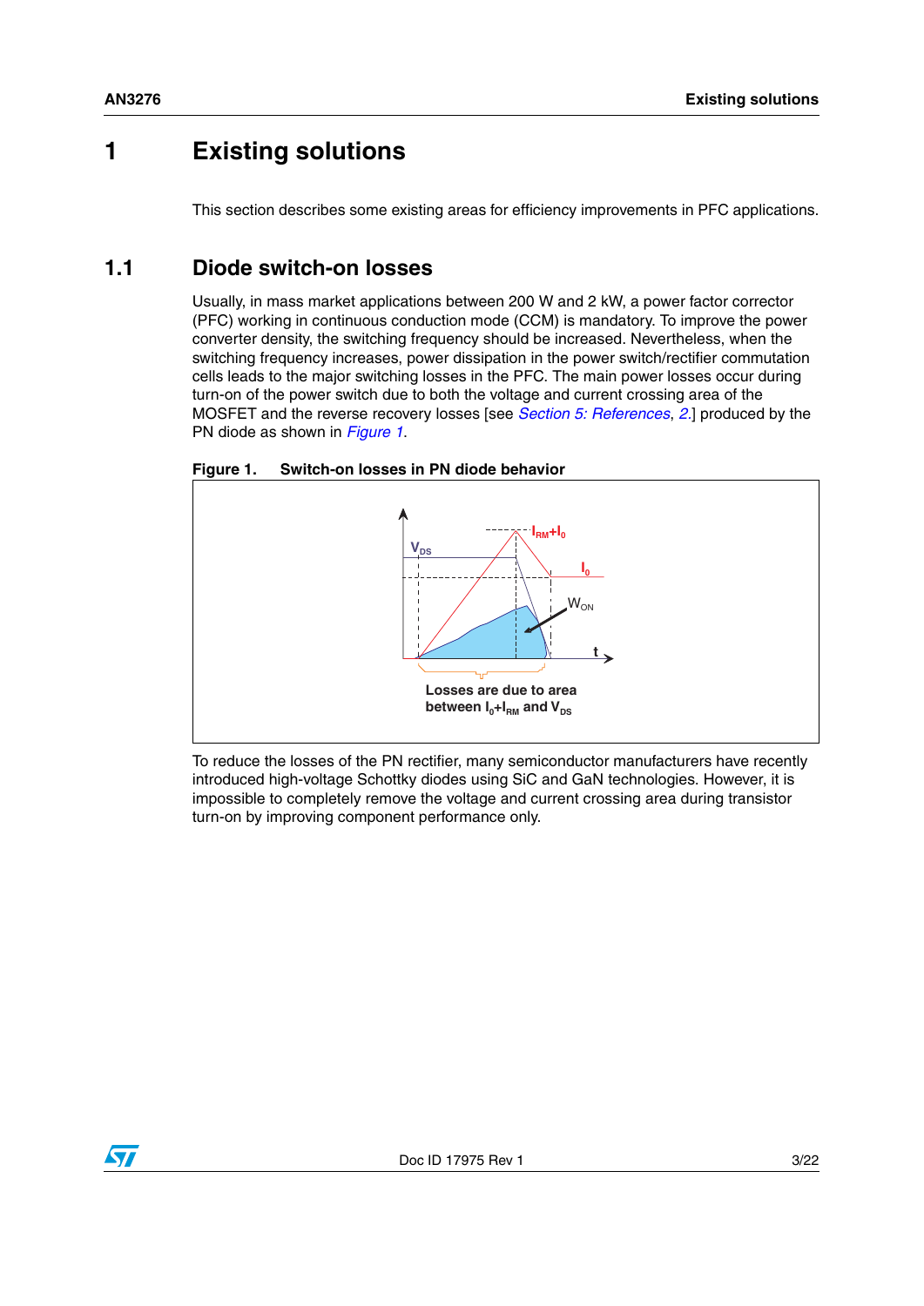# 1 Existing solutions

This section describes some existing areas for efficiency improvements in PFC applications.

## 1.1 Diode switch-on losses

Usually, in mass market applications between 200 W and 2 kW, a power factor corrector (PFC) working in continuous conduction mode (CCM) is mandatory. To improve the power converter density, the switching frequency should be increased. Nevertheless, when the switching frequency increases, power dissipation in the power switch/rectifier commutation cells leads to the major switching losses in the PFC. The main power losses occur during turn-on of the power switch due to both the voltage and current crossing area of the MOSFET and the reverse recovery losses [see *Section 5: References*, *2*.] produced by the PN diode as shown in *Figure 1*.

**Figure 1. Switch-on losses in PN diode behavior**

Losses are due to area between $I_0$+$I_{RM}$ and $V_{DS}$

To reduce the losses of the PN rectifier, many semiconductor manufacturers have recently introduced high-voltage Schottky diodes using SiC and GaN technologies. However, it is impossible to completely remove the voltage and current crossing area during transistor turn-on by improving component performance only.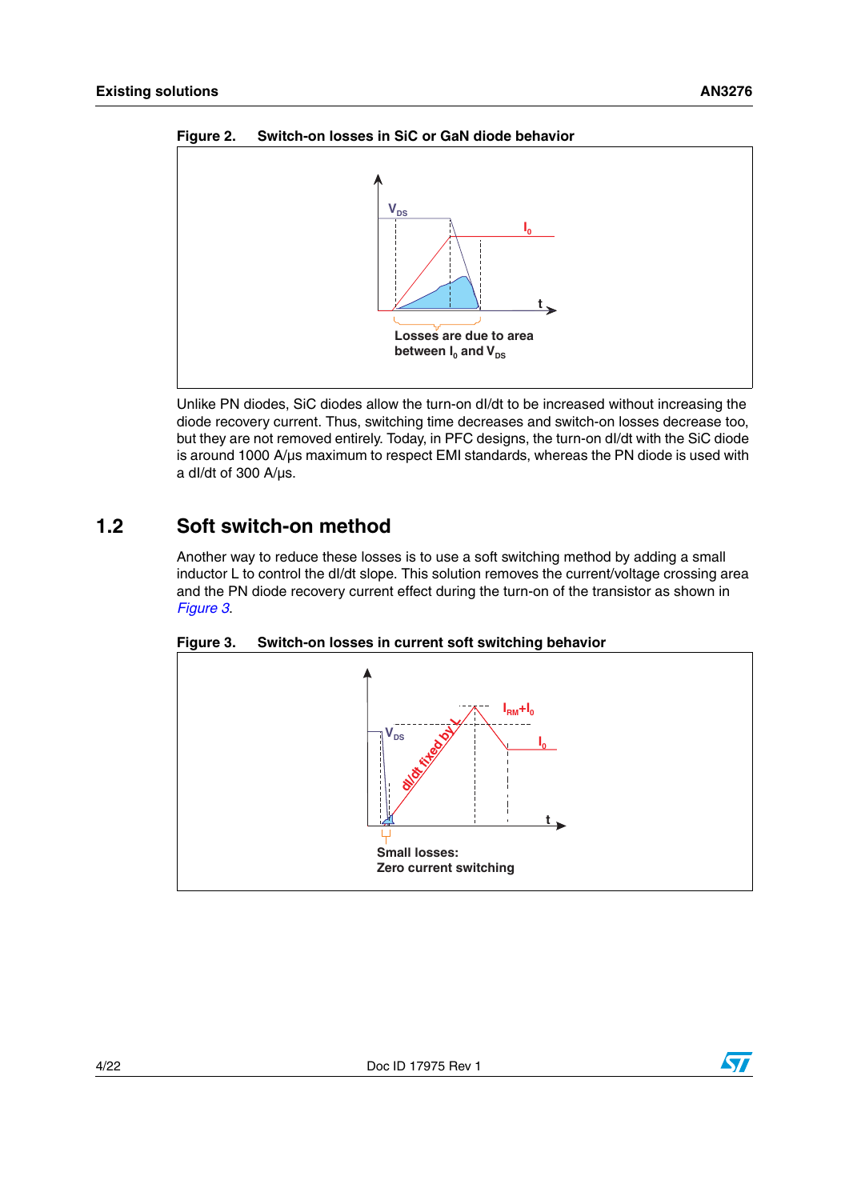**Figure 2. Switch-on losses in SiC or GaN diode behavior**

Unlike PN diodes, SiC diodes allow the turn-on dI/dt to be increased without increasing the diode recovery current. Thus, switching time decreases and switch-on losses decrease too, but they are not removed entirely. Today, in PFC designs, the turn-on dI/dt with the SiC diode is around 1000 A/µs maximum to respect EMI standards, whereas the PN diode is used with a dI/dt of 300 A/µs.

## 1.2 Soft switch-on method

Another way to reduce these losses is to use a soft switching method by adding a small inductor L to control the dI/dt slope. This solution removes the current/voltage crossing area and the PN diode recovery current effect during the turn-on of the transistor as shown in *Figure 3*.

**Figure 3. Switch-on losses in current soft switching behavior**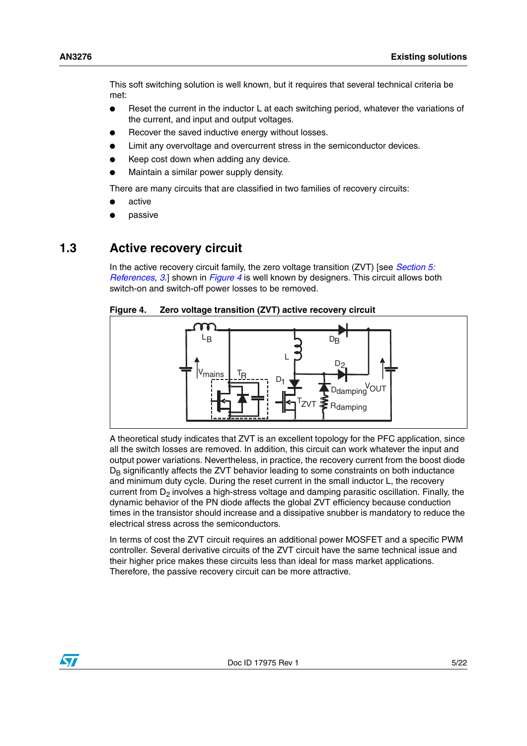This soft switching solution is well known, but it requires that several technical criteria be met:

- Reset the current in the inductor L at each switching period, whatever the variations of the current, and input and output voltages.
- Recover the saved inductive energy without losses.
- Limit any overvoltage and overcurrent stress in the semiconductor devices.
- Keep cost down when adding any device.
- Maintain a similar power supply density.

There are many circuits that are classified in two families of recovery circuits:

- active
- passive

## 1.3 Active recovery circuit

In the active recovery circuit family, the zero voltage transition (ZVT) [see *Section 5: References*, *3*.] shown in *Figure 4* is well known by designers. This circuit allows both switch-on and switch-off power losses to be removed.

**Figure 4. Zero voltage transition (ZVT) active recovery circuit**

A theoretical study indicates that ZVT is an excellent topology for the PFC application, since all the switch losses are removed. In addition, this circuit can work whatever the input and output power variations. Nevertheless, in practice, the recovery current from the boost diode $D_B$ significantly affects the ZVT behavior leading to some constraints on both inductance and minimum duty cycle. During the reset current in the small inductor L, the recovery current from $D_2$ involves a high-stress voltage and damping parasitic oscillation. Finally, the dynamic behavior of the PN diode affects the global ZVT efficiency because conduction times in the transistor should increase and a dissipative snubber is mandatory to reduce the electrical stress across the semiconductors.

In terms of cost the ZVT circuit requires an additional power MOSFET and a specific PWM controller. Several derivative circuits of the ZVT circuit have the same technical issue and their higher price makes these circuits less than ideal for mass market applications. Therefore, the passive recovery circuit can be more attractive.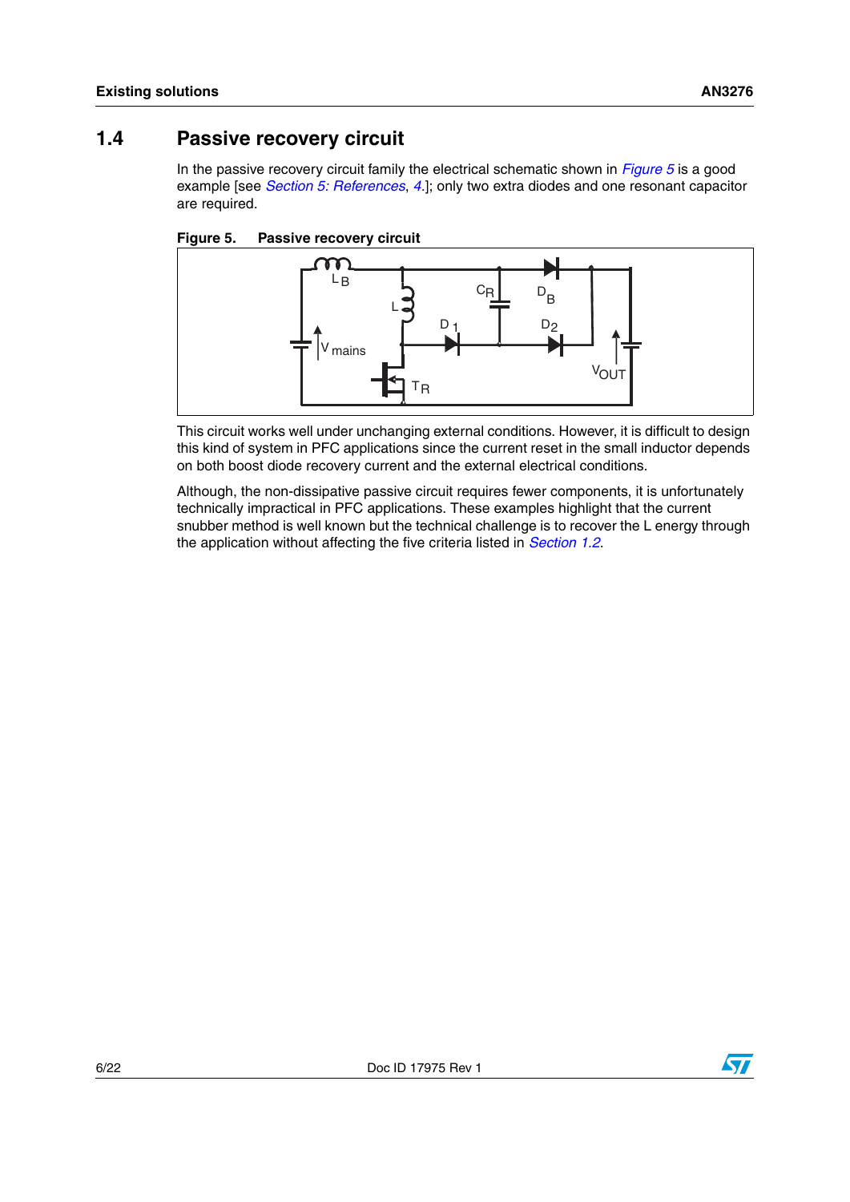## 1.4 Passive recovery circuit

In the passive recovery circuit family the electrical schematic shown in *Figure 5* is a good example [see *Section 5: References*, *4.*]; only two extra diodes and one resonant capacitor are required.

**Figure 5. Passive recovery circuit**

This circuit works well under unchanging external conditions. However, it is difficult to design this kind of system in PFC applications since the current reset in the small inductor depends on both boost diode recovery current and the external electrical conditions.

Although, the non-dissipative passive circuit requires fewer components, it is unfortunately technically impractical in PFC applications. These examples highlight that the current snubber method is well known but the technical challenge is to recover the L energy through the application without affecting the five criteria listed in *Section 1.2*.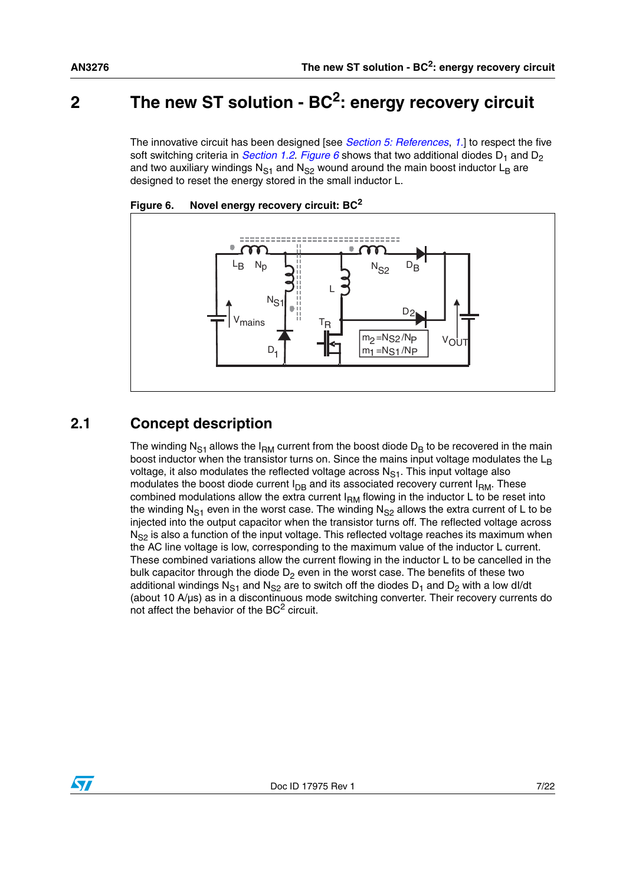# 2 The new ST solution - $BC^2$: energy recovery circuit

The innovative circuit has been designed [see *Section 5: References*, *1*.] to respect the five soft switching criteria in *Section 1.2*. *Figure 6* shows that two additional diodes $D_1$ and $D_2$ and two auxiliary windings $N_{S1}$ and $N_{S2}$ wound around the main boost inductor $L_B$ are designed to reset the energy stored in the small inductor L.

**Figure 6. Novel energy recovery circuit: $BC^2$**

## 2.1 Concept description

The winding $N_{S1}$ allows the $I_{RM}$ current from the boost diode $D_B$ to be recovered in the main boost inductor when the transistor turns on. Since the mains input voltage modulates the $L_B$ voltage, it also modulates the reflected voltage across $N_{S1}$. This input voltage also modulates the boost diode current $I_{DB}$ and its associated recovery current $I_{RM}$. These combined modulations allow the extra current $I_{RM}$ flowing in the inductor L to be reset into the winding $N_{S1}$ even in the worst case. The winding $N_{S2}$ allows the extra current of L to be injected into the output capacitor when the transistor turns off. The reflected voltage across $N_{S2}$ is also a function of the input voltage. This reflected voltage reaches its maximum when the AC line voltage is low, corresponding to the maximum value of the inductor L current. These combined variations allow the current flowing in the inductor L to be cancelled in the bulk capacitor through the diode $D_2$ even in the worst case. The benefits of these two additional windings $N_{S1}$ and $N_{S2}$ are to switch off the diodes $D_1$ and $D_2$ with a low dI/dt (about 10 A/µs) as in a discontinuous mode switching converter. Their recovery currents do not affect the behavior of the $BC^2$ circuit.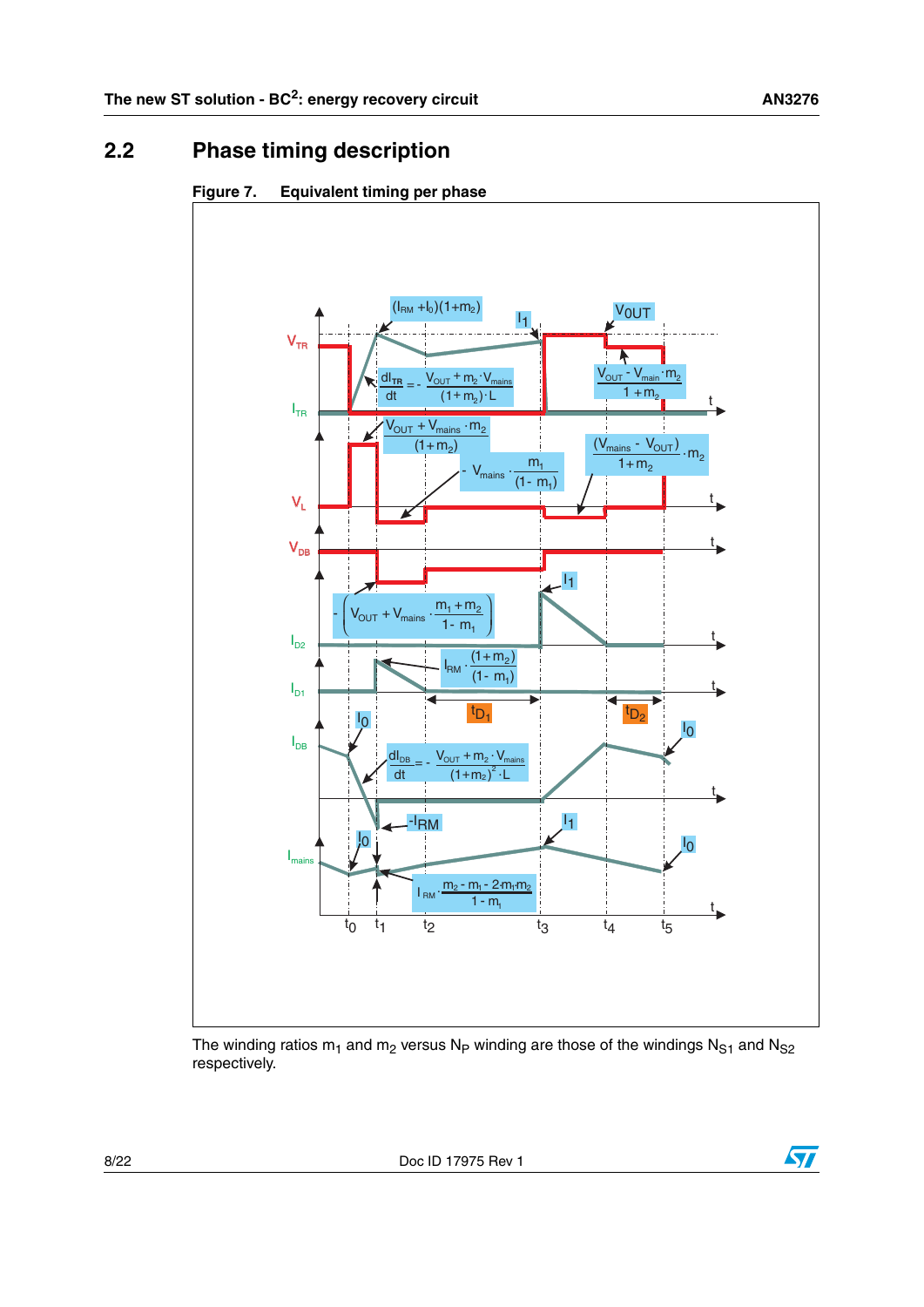## 2.2 Phase timing description

**Figure 7. Equivalent timing per phase**

The winding ratios $m_1$ and $m_2$ versus $N_P$ winding are those of the windings $N_{S1}$ and $N_{S2}$ respectively.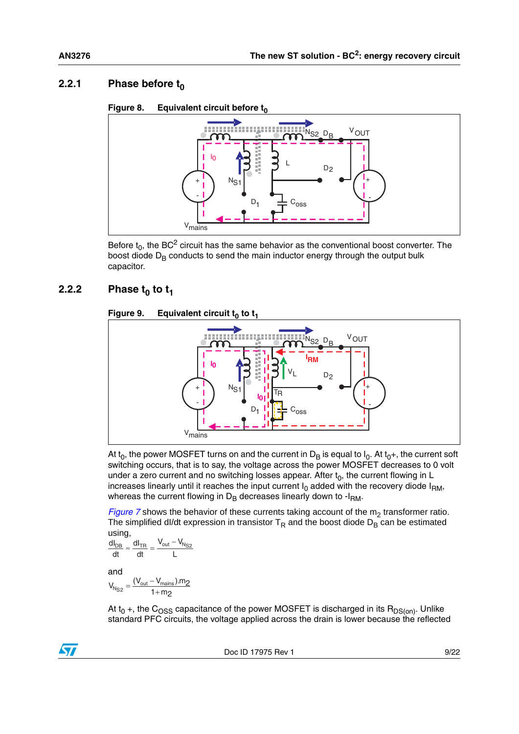### 2.2.1 Phase before $t_0$

**Figure 8. Equivalent circuit before $t_0$**

Before $t_0$, the BC[2] circuit has the same behavior as the conventional boost converter. The boost diode $D_B$ conducts to send the main inductor energy through the output bulk capacitor.

### 2.2.2 Phase $t_0$ to $t_1$

**Figure 9. Equivalent circuit $t_0$ to $t_1$**

At $t_0$, the power MOSFET turns on and the current in $D_B$ is equal to $I_0$. At $t_0$+, the current soft switching occurs, that is to say, the voltage across the power MOSFET decreases to 0 volt under a zero current and no switching losses appear. After $t_0$, the current flowing in L increases linearly until it reaches the input current $I_0$ added with the recovery diode $I_{RM}$, whereas the current flowing in $D_B$ decreases linearly down to $-I_{RM}$.

*Figure 7* shows the behavior of these currents taking account of the $m_2$ transformer ratio. The simplified dI/dt expression in transistor $T_R$ and the boost diode $D_B$ can be estimated using,

$$\frac{dI_{DB}}{dt} \approx \frac{dI_{TR}}{dt} = \frac{V_{out} - V_{NS2}}{L}$$

and

$$V_{NS2} = \frac{(V_{out} - V_{mains}).m_2}{1 + m_2}$$

At $t_0$ +, the $C_{OSS}$ capacitance of the power MOSFET is discharged in its $R_{DS(on)}$. Unlike standard PFC circuits, the voltage applied across the drain is lower because the reflected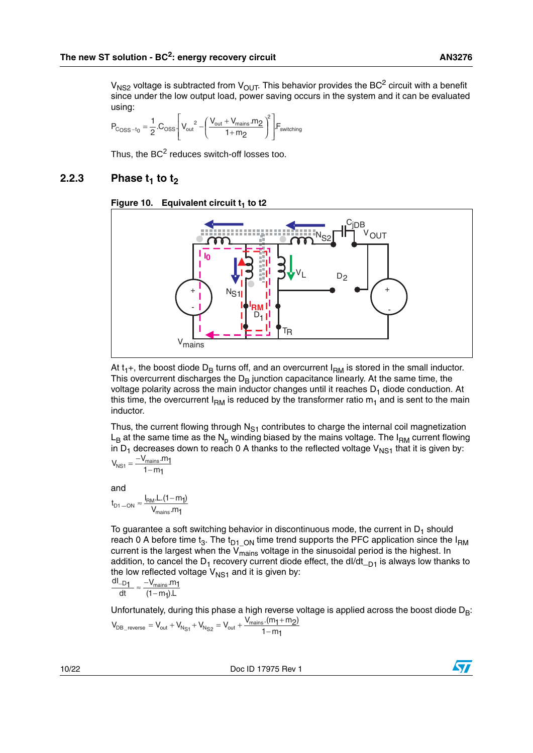$V_{NS2}$ voltage is subtracted from $V_{OUT}$. This behavior provides the BC[2] circuit with a benefit since under the low output load, power saving occurs in the system and it can be evaluated using:

$$P_{COSS-t_0} = \frac{1}{2} \cdot C_{OSS} \cdot \left[ V_{out}^{\ 2} - \left( \frac{V_{out} + V_{mains} \cdot m_2}{1 + m_2} \right)^2 \right] \cdot F_{switching}$$

Thus, the BC[2] reduces switch-off losses too.

### 2.2.3 Phase $t_1$ to $t_2$

**Figure 10. Equivalent circuit $t_1$ to t2**

At $t_1$+, the boost diode $D_B$ turns off, and an overcurrent $I_{RM}$ is stored in the small inductor. This overcurrent discharges the $D_B$ junction capacitance linearly. At the same time, the voltage polarity across the main inductor changes until it reaches $D_1$ diode conduction. At this time, the overcurrent $I_{RM}$ is reduced by the transformer ratio $m_1$ and is sent to the main inductor.

Thus, the current flowing through $N_{S1}$ contributes to charge the internal coil magnetization $L_B$ at the same time as the $N_p$ winding biased by the mains voltage. The $I_{RM}$ current flowing in $D_1$ decreases down to reach 0 A thanks to the reflected voltage $V_{NS1}$ that it is given by:

$$V_{NS1} = \frac{-V_{mains} \cdot m_1}{1 - m_1}$$

and

$$t_{D1-ON} \approx \frac{I_{RM} \cdot L \cdot (1 - m_1)}{V_{mains} \cdot m_1}$$

To guarantee a soft switching behavior in discontinuous mode, the current in $D_1$ should reach 0 A before time $t_3$. The $t_{D1\_ON}$ time trend supports the PFC application since the $I_{RM}$ current is the largest when the $V_{mains}$ voltage in the sinusoidal period is the highest. In addition, to cancel the $D_1$ recovery current diode effect, the $dI/dt_{\_D1}$ is always low thanks to the low reflected voltage $V_{NS1}$ and it is given by:

$$\frac{dI_{\_D1}}{dt} \approx \frac{-V_{mains} \cdot m_1}{(1 - m_1) \cdot L}$$

Unfortunately, during this phase a high reverse voltage is applied across the boost diode $D_B$:

$$V_{DB\_reverse} = V_{out} + V_{NS1} + V_{NS2} = V_{out} + \frac{V_{mains} \cdot (m_1 + m_2)}{1 - m_1}$$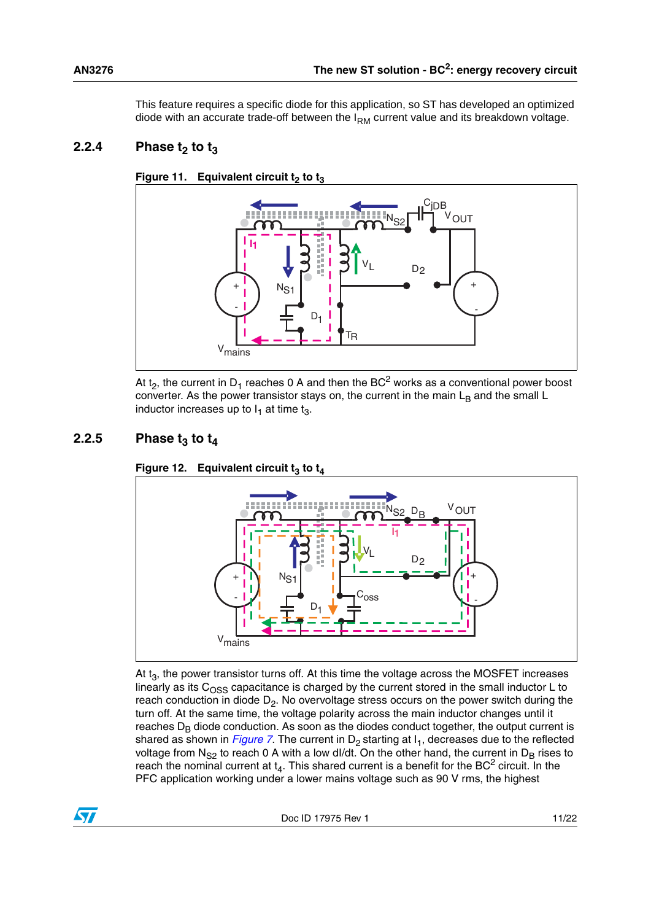This feature requires a specific diode for this application, so ST has developed an optimized diode with an accurate trade-off between the $I_{RM}$ current value and its breakdown voltage.

### 2.2.4 Phase $t_2$ to $t_3$

**Figure 11. Equivalent circuit $t_2$ to $t_3$**

At $t_2$, the current in $D_1$ reaches 0 A and then the BC[2] works as a conventional power boost converter. As the power transistor stays on, the current in the main $L_B$ and the small L inductor increases up to $I_1$ at time $t_3$.

### 2.2.5 Phase $t_3$ to $t_4$

**Figure 12. Equivalent circuit $t_3$ to $t_4$**

At $t_3$, the power transistor turns off. At this time the voltage across the MOSFET increases linearly as its $C_{OSS}$ capacitance is charged by the current stored in the small inductor L to reach conduction in diode $D_2$. No overvoltage stress occurs on the power switch during the turn off. At the same time, the voltage polarity across the main inductor changes until it reaches $D_B$ diode conduction. As soon as the diodes conduct together, the output current is shared as shown in *Figure 7*. The current in $D_2$ starting at $I_1$, decreases due to the reflected voltage from $N_{S2}$ to reach 0 A with a low dI/dt. On the other hand, the current in $D_B$ rises to reach the nominal current at $t_4$. This shared current is a benefit for the BC[2] circuit. In the PFC application working under a lower mains voltage such as 90 V rms, the highest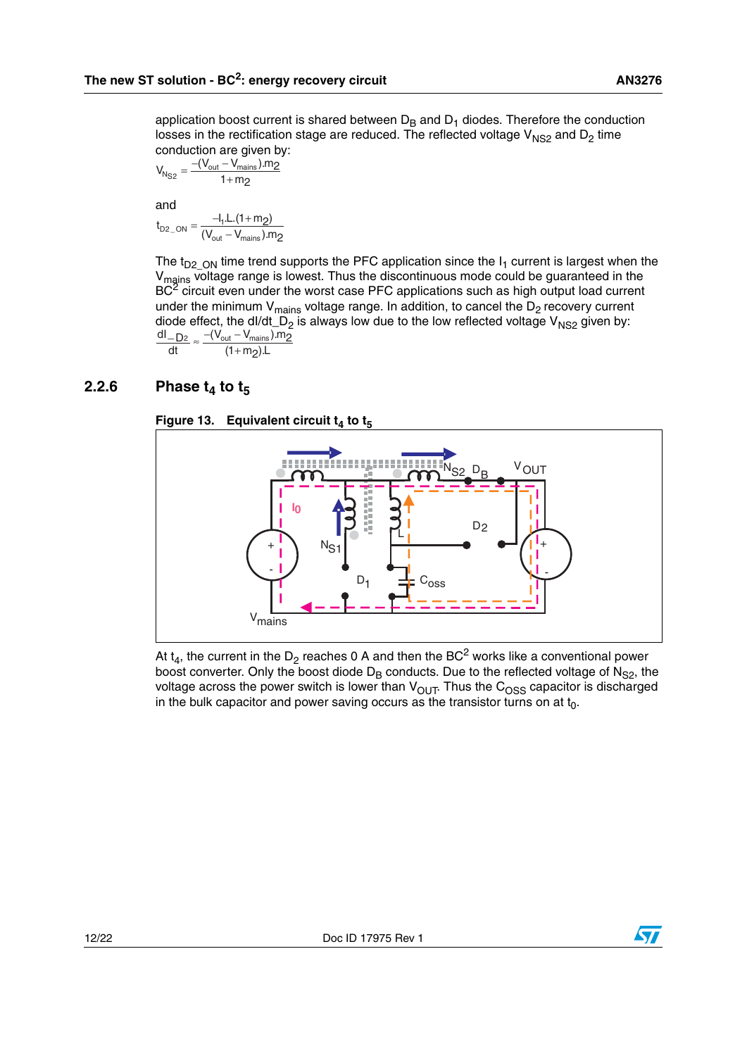application boost current is shared between $D_B$ and $D_1$ diodes. Therefore the conduction losses in the rectification stage are reduced. The reflected voltage $V_{NS2}$ and $D_2$ time conduction are given by:

$$V_{NS2} = \frac{-(V_{out} - V_{mains}).m_2}{1 + m_2}$$

and

$$t_{D2\_ON} = \frac{-I_1.L.(1 + m_2)}{(V_{out} - V_{mains}).m_2}$$

The $t_{D2\_ON}$ time trend supports the PFC application since the $I_1$ current is largest when the $V_{mains}$ voltage range is lowest. Thus the discontinuous mode could be guaranteed in the $BC^2$ circuit even under the worst case PFC applications such as high output load current under the minimum $V_{mains}$ voltage range. In addition, to cancel the $D_2$ recovery current diode effect, the dI/dt_$D_2$ is always low due to the low reflected voltage $V_{NS2}$ given by:

$$\frac{dI_{-D2}}{dt} \approx \frac{-(V_{out} - V_{mains}).m_2}{(1 + m_2).L}$$

### 2.2.6 Phase $t_4$ to $t_5$

**Figure 13. Equivalent circuit $t_4$ to $t_5$**

At $t_4$, the current in the $D_2$ reaches 0 A and then the $BC^2$ works like a conventional power boost converter. Only the boost diode $D_B$ conducts. Due to the reflected voltage of $N_{S2}$, the voltage across the power switch is lower than $V_{OUT}$. Thus the $C_{OSS}$ capacitor is discharged in the bulk capacitor and power saving occurs as the transistor turns on at $t_0$.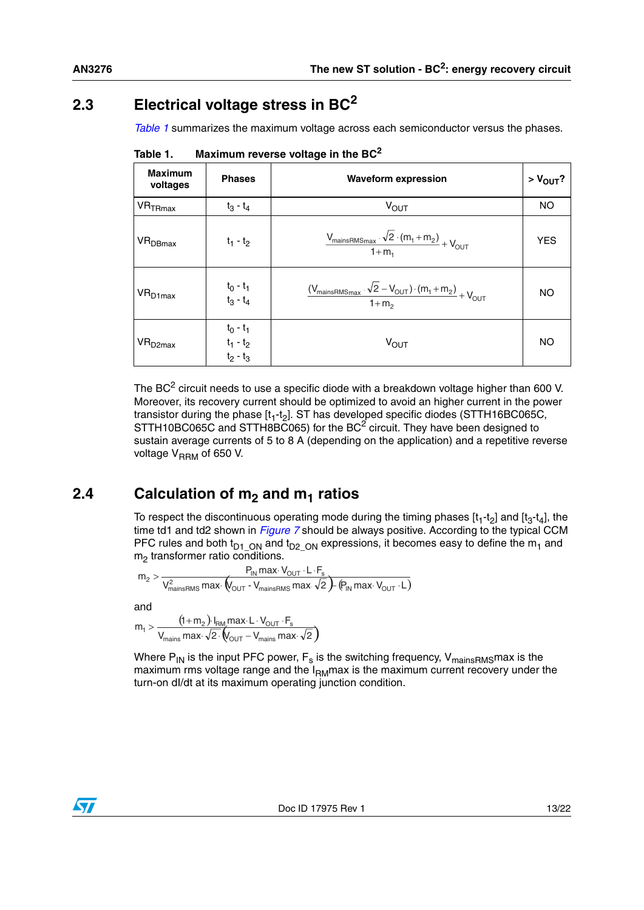## 2.3 Electrical voltage stress in BC[2]

*Table 1* summarizes the maximum voltage across each semiconductor versus the phases.

**Table 1. Maximum reverse voltage in the BC[2]**

| Maximum voltages | Phases | Waveform expression | > $V_{OUT}$? |
|---|---|---|---|
| $VR_{TRmax}$ | $t_3$ - $t_4$ | $V_{OUT}$ | NO |
| $VR_{DBmax}$ | $t_1$ - $t_2$ | $\frac{V_{mainsRMSmax} \cdot \sqrt{2} \cdot (m_1 + m_2)}{1 + m_1} + V_{OUT}$ | YES |
| $VR_{D1max}$ | $t_0$ - $t_1$<br>$t_3$ - $t_4$ | $\frac{(V_{mainsRMSmax} \cdot \sqrt{2} - V_{OUT}) \cdot (m_1 + m_2)}{1 + m_2} + V_{OUT}$ | NO |
| $VR_{D2max}$ | $t_0$ - $t_1$<br>$t_1$ - $t_2$<br>$t_2$ - $t_3$ | $V_{OUT}$ | NO |

The BC[2] circuit needs to use a specific diode with a breakdown voltage higher than 600 V. Moreover, its recovery current should be optimized to avoid an higher current in the power transistor during the phase [$t_1$-$t_2$]. ST has developed specific diodes (STTH16BC065C, STTH10BC065C and STTH8BC065) for the BC[2] circuit. They have been designed to sustain average currents of 5 to 8 A (depending on the application) and a repetitive reverse voltage $V_{RRM}$ of 650 V.

## 2.4 Calculation of $m_2$ and $m_1$ ratios

To respect the discontinuous operating mode during the timing phases [$t_1$-$t_2$] and [$t_3$-$t_4$], the time td1 and td2 shown in *Figure 7* should be always positive. According to the typical CCM PFC rules and both $t_{D1\_ON}$ and $t_{D2\_ON}$ expressions, it becomes easy to define the $m_1$ and $m_2$ transformer ratio conditions.

$$m_2 > \frac{P_{IN}\max \cdot V_{OUT} \cdot L \cdot F_s}{V^2_{mainsRMS}\max \cdot \left(V_{OUT} - V_{mainsRMS}\max \cdot \sqrt{2}\right) - \left(P_{IN}\max \cdot V_{OUT} \cdot L\right)}$$

and

$$m_1 > \frac{(1 + m_2) \cdot I_{RM}\max \cdot L \cdot V_{OUT} \cdot F_s}{V_{mains}\max \cdot \sqrt{2} \cdot \left(V_{OUT} - V_{mains}\max \cdot \sqrt{2}\right)}$$

Where $P_{IN}$ is the input PFC power, $F_s$ is the switching frequency, $V_{mainsRMS}$max is the maximum rms voltage range and the $I_{RM}$max is the maximum current recovery under the turn-on dI/dt at its maximum operating junction condition.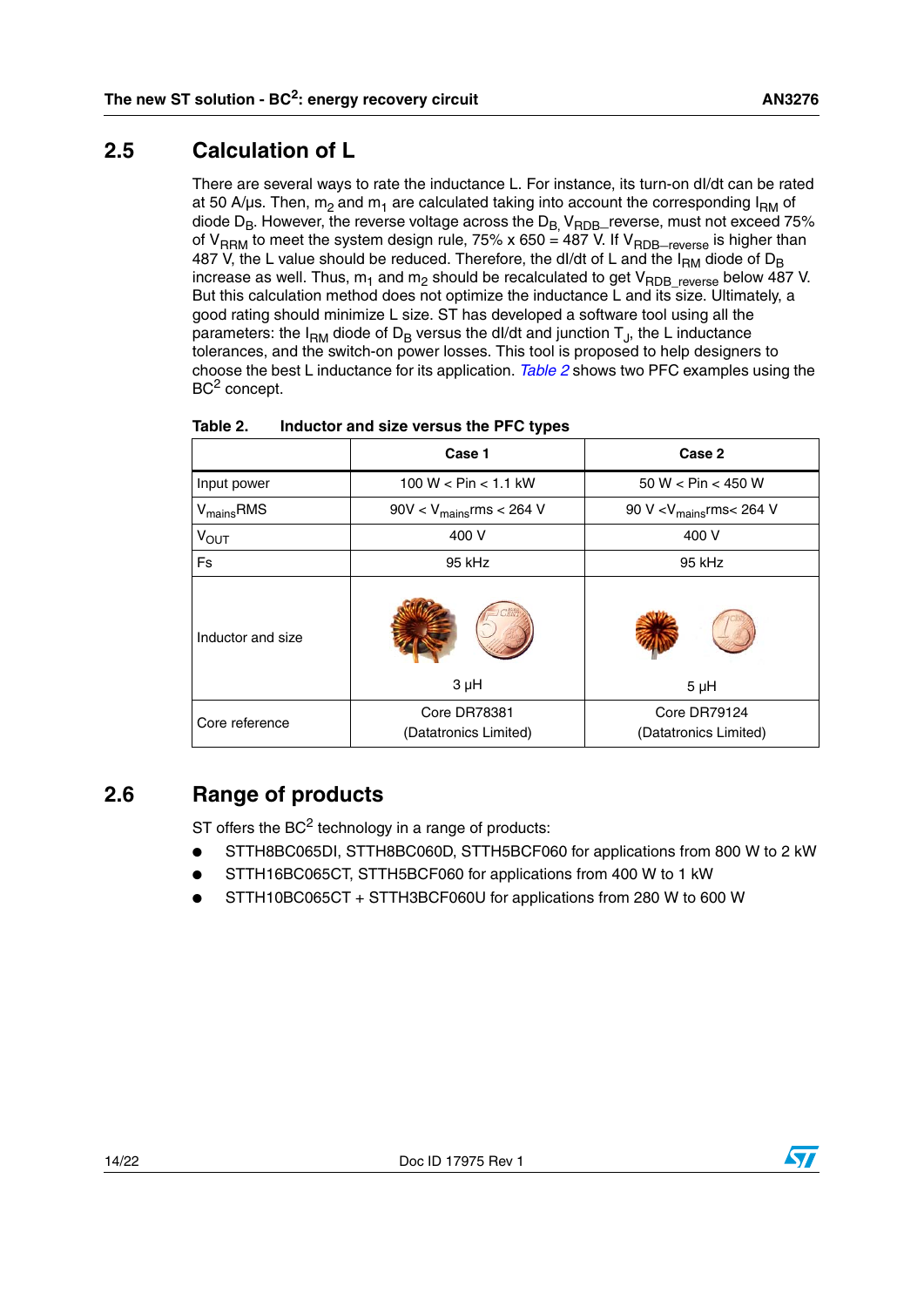## 2.5 Calculation of L

There are several ways to rate the inductance L. For instance, its turn-on dI/dt can be rated at 50 A/µs. Then, $m_2$ and $m_1$ are calculated taking into account the corresponding $I_{RM}$ of diode $D_B$. However, the reverse voltage across the $D_B$, $V_{RDB}$_reverse, must not exceed 75% of $V_{RRM}$ to meet the system design rule, 75% x 650 = 487 V. If $V_{RDB-reverse}$ is higher than 487 V, the L value should be reduced. Therefore, the dI/dt of L and the $I_{RM}$ diode of $D_B$ increase as well. Thus, $m_1$ and $m_2$ should be recalculated to get $V_{RDB\_reverse}$ below 487 V. But this calculation method does not optimize the inductance L and its size. Ultimately, a good rating should minimize L size. ST has developed a software tool using all the parameters: the $I_{RM}$ diode of $D_B$ versus the dI/dt and junction $T_J$, the L inductance tolerances, and the switch-on power losses. This tool is proposed to help designers to choose the best L inductance for its application. *Table 2* shows two PFC examples using the $BC^2$ concept.

**Table 2. Inductor and size versus the PFC types**

| | Case 1 | Case 2 |
|---|---|---|
| Input power | 100 W < Pin < 1.1 kW | 50 W < Pin < 450 W |
| $V_{mains}$RMS | 90V < $V_{mains}$rms < 264 V | 90 V <$V_{mains}$rms< 264 V |
| $V_{OUT}$ | 400 V | 400 V |
| Fs | 95 kHz | 95 kHz |
| Inductor and size | 3 µH | 5 µH |
| Core reference | Core DR78381 (Datatronics Limited) | Core DR79124 (Datatronics Limited) |

## 2.6 Range of products

ST offers the $BC^2$ technology in a range of products:

- STTH8BC065DI, STTH8BC060D, STTH5BCF060 for applications from 800 W to 2 kW
- STTH16BC065CT, STTH5BCF060 for applications from 400 W to 1 kW
- STTH10BC065CT + STTH3BCF060U for applications from 280 W to 600 W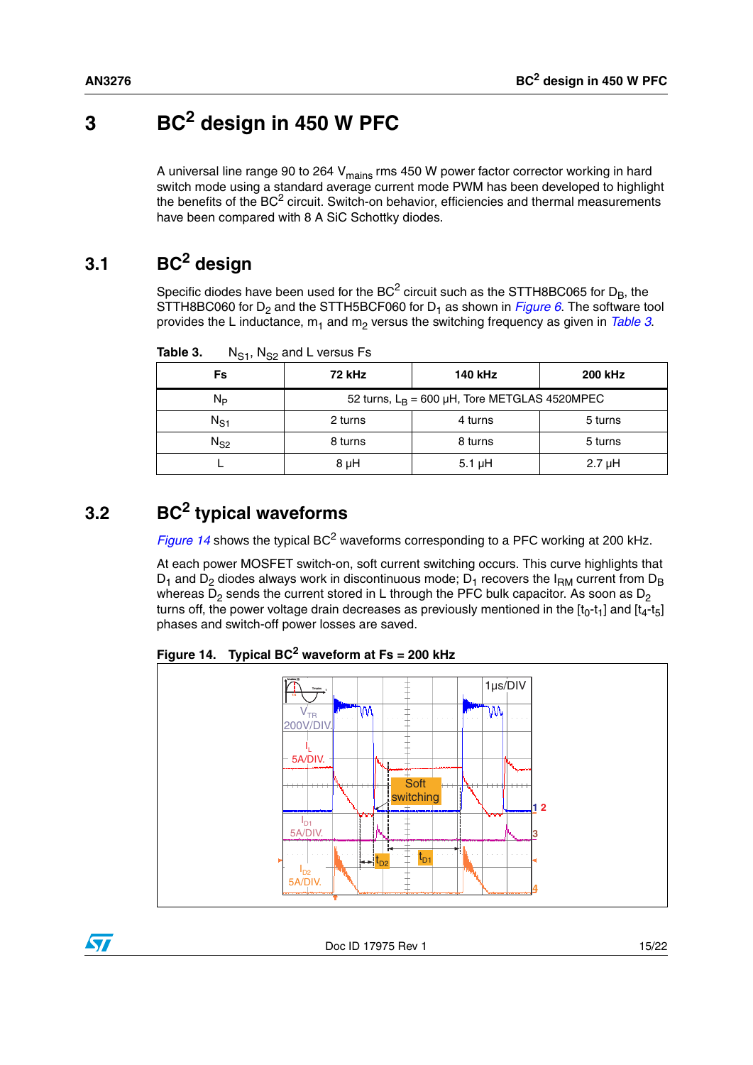# 3 BC$^2$ design in 450 W PFC

A universal line range 90 to 264 $V_{mains}$ rms 450 W power factor corrector working in hard switch mode using a standard average current mode PWM has been developed to highlight the benefits of the BC$^2$ circuit. Switch-on behavior, efficiencies and thermal measurements have been compared with 8 A SiC Schottky diodes.

## 3.1 BC$^2$ design

Specific diodes have been used for the BC$^2$ circuit such as the STTH8BC065 for $D_B$, the STTH8BC060 for $D_2$ and the STTH5BCF060 for $D_1$ as shown in *Figure 6*. The software tool provides the L inductance, $m_1$ and $m_2$ versus the switching frequency as given in *Table 3*.

**Table 3.** $N_{S1}$, $N_{S2}$ and L versus Fs

| Fs | 72 kHz | 140 kHz | 200 kHz |
|---|---|---|---|
| $N_P$ | 52 turns, $L_B$ = 600 µH, Tore METGLAS 4520MPEC | | |
| $N_{S1}$ | 2 turns | 4 turns | 5 turns |
| $N_{S2}$ | 8 turns | 8 turns | 5 turns |
| L | 8 µH | 5.1 µH | 2.7 µH |

## 3.2 BC$^2$ typical waveforms

*Figure 14* shows the typical BC$^2$ waveforms corresponding to a PFC working at 200 kHz.

At each power MOSFET switch-on, soft current switching occurs. This curve highlights that $D_1$ and $D_2$ diodes always work in discontinuous mode; $D_1$ recovers the $I_{RM}$ current from $D_B$ whereas $D_2$ sends the current stored in L through the PFC bulk capacitor. As soon as $D_2$ turns off, the power voltage drain decreases as previously mentioned in the [$t_0$-$t_1$] and [$t_4$-$t_5$] phases and switch-off power losses are saved.

**Figure 14. Typical BC$^2$ waveform at Fs = 200 kHz**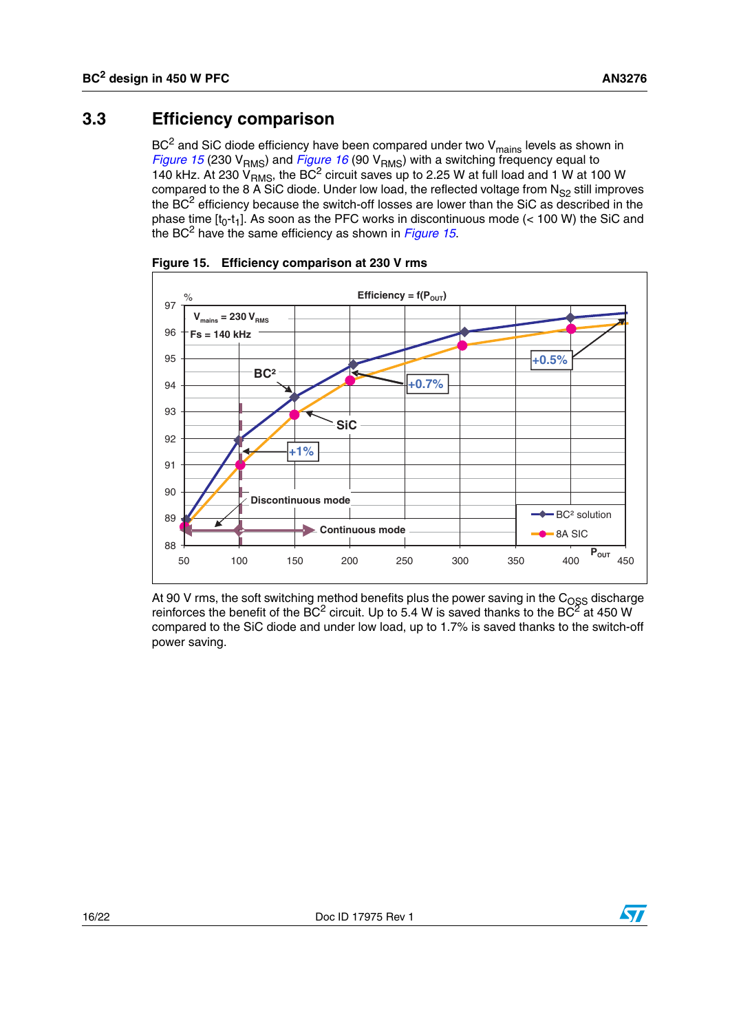## 3.3 Efficiency comparison

$BC^2$ and SiC diode efficiency have been compared under two $V_{mains}$ levels as shown in *Figure 15* (230 $V_{RMS}$) and *Figure 16* (90 $V_{RMS}$) with a switching frequency equal to 140 kHz. At 230 $V_{RMS}$, the $BC^2$ circuit saves up to 2.25 W at full load and 1 W at 100 W compared to the 8 A SiC diode. Under low load, the reflected voltage from $N_{S2}$ still improves the $BC^2$ efficiency because the switch-off losses are lower than the SiC as described in the phase time [$t_0$-$t_1$]. As soon as the PFC works in discontinuous mode (< 100 W) the SiC and the $BC^2$ have the same efficiency as shown in *Figure 15*.

**Figure 15. Efficiency comparison at 230 V rms**

At 90 V rms, the soft switching method benefits plus the power saving in the $C_{OSS}$ discharge reinforces the benefit of the $BC^2$ circuit. Up to 5.4 W is saved thanks to the $BC^2$ at 450 W compared to the SiC diode and under low load, up to 1.7% is saved thanks to the switch-off power saving.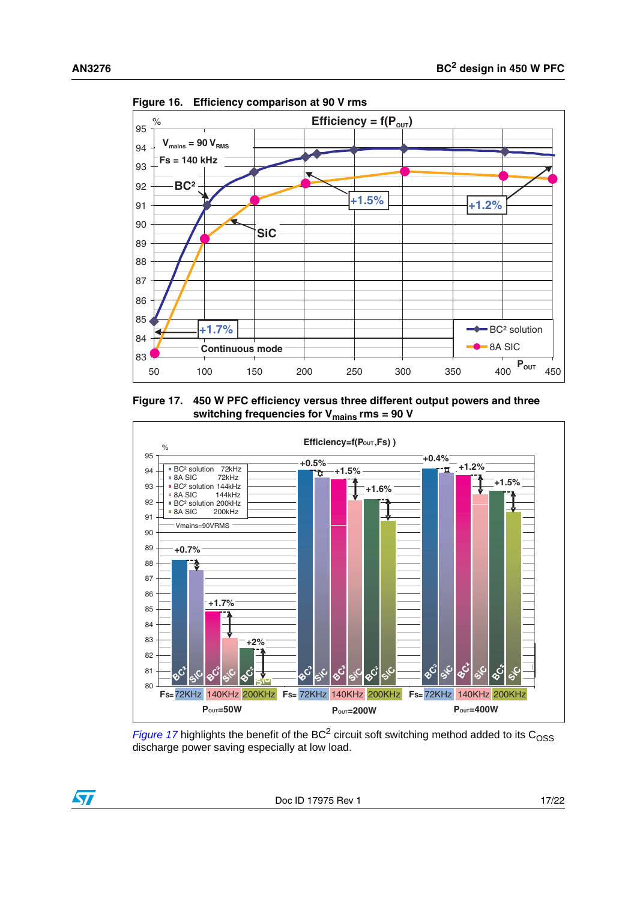**Figure 16. Efficiency comparison at 90 V rms**

**Figure 17. 450 W PFC efficiency versus three different output powers and three switching frequencies for $V_{mains}$ rms = 90 V**

*Figure 17* highlights the benefit of the BC[2] circuit soft switching method added to its $C_{OSS}$ discharge power saving especially at low load.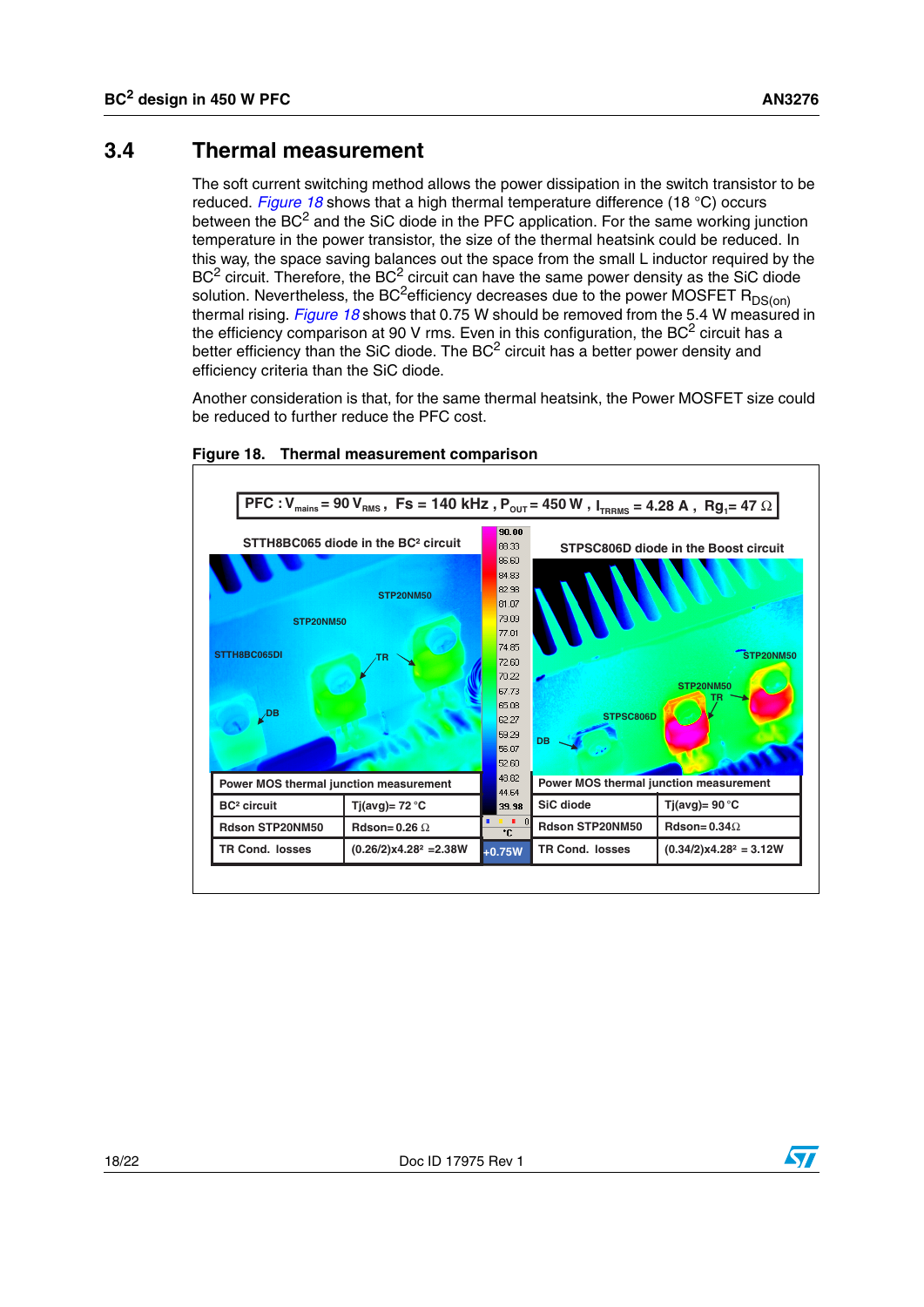## 3.4 Thermal measurement

The soft current switching method allows the power dissipation in the switch transistor to be reduced. *Figure 18* shows that a high thermal temperature difference (18 °C) occurs between the $BC^2$ and the SiC diode in the PFC application. For the same working junction temperature in the power transistor, the size of the thermal heatsink could be reduced. In this way, the space saving balances out the space from the small L inductor required by the $BC^2$ circuit. Therefore, the $BC^2$ circuit can have the same power density as the SiC diode solution. Nevertheless, the $BC^2$efficiency decreases due to the power MOSFET $R_{DS(on)}$ thermal rising. *Figure 18* shows that 0.75 W should be removed from the 5.4 W measured in the efficiency comparison at 90 V rms. Even in this configuration, the $BC^2$ circuit has a better efficiency than the SiC diode. The $BC^2$ circuit has a better power density and efficiency criteria than the SiC diode.

Another consideration is that, for the same thermal heatsink, the Power MOSFET size could be reduced to further reduce the PFC cost.

**Figure 18. Thermal measurement comparison**

PFC : $V_{mains}$ = 90 $V_{RMS}$ , Fs = 140 kHz , $P_{OUT}$ = 450 W , $I_{TRRMS}$ = 4.28 A , $Rg_1$ = 47 Ω

STTH8BC065 diode in the BC² circuit

| Power MOS thermal junction measurement | |
|---|---|
| BC² circuit | Tj(avg)= 72 °C |
| Rdson STP20NM50 | Rdson= 0.26 Ω |
| TR Cond. losses | $(0.26/2)x4.28^2$ =2.38W |

+0.75W

STPSC806D diode in the Boost circuit

| Power MOS thermal junction measurement | |
|---|---|
| SiC diode | Tj(avg)= 90 °C |
| Rdson STP20NM50 | Rdson= 0.34Ω |
| TR Cond. losses | $(0.34/2)x4.28^2$ = 3.12W |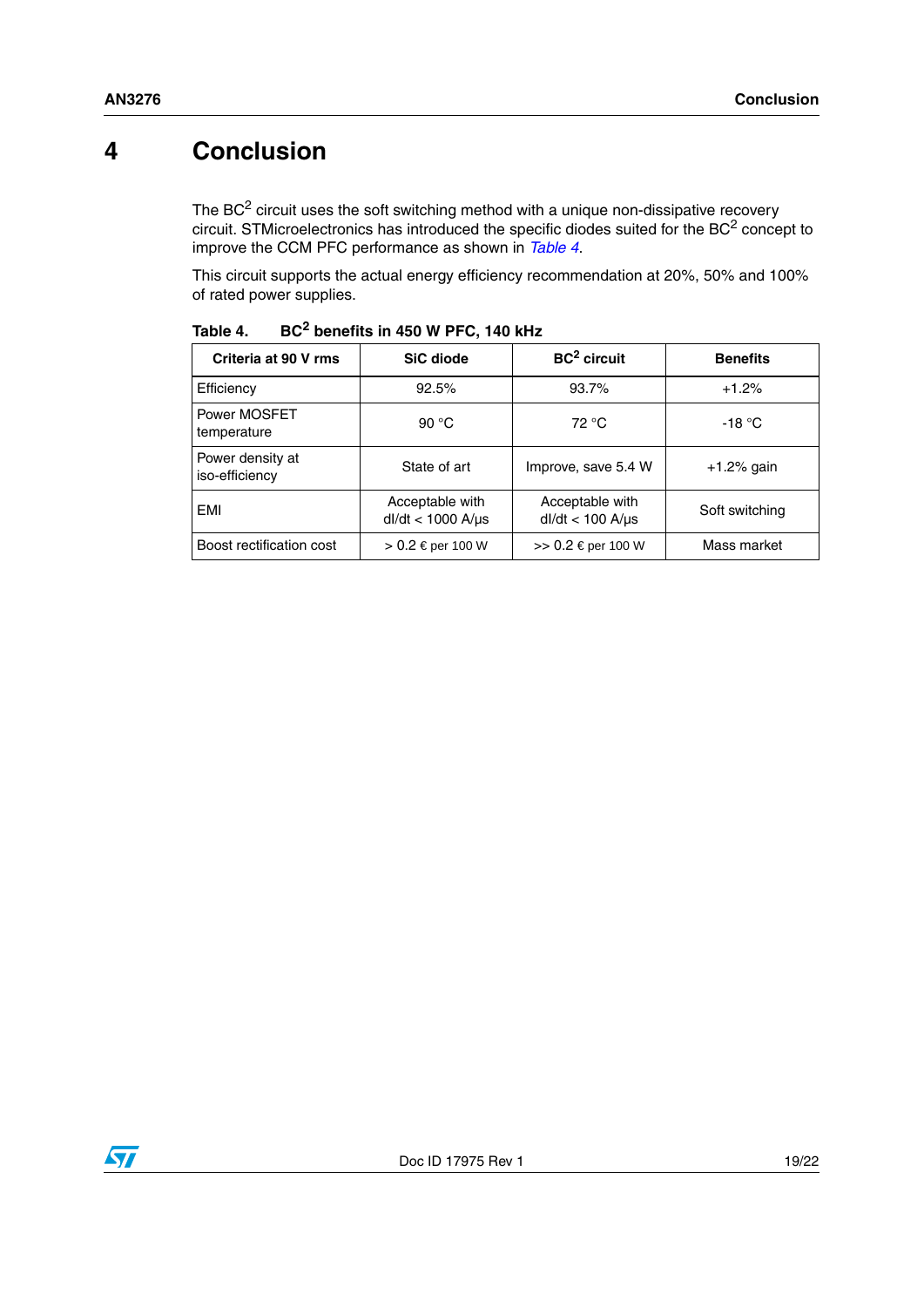# 4 Conclusion

The BC$^2$ circuit uses the soft switching method with a unique non-dissipative recovery circuit. STMicroelectronics has introduced the specific diodes suited for the BC$^2$ concept to improve the CCM PFC performance as shown in *Table 4*.

This circuit supports the actual energy efficiency recommendation at 20%, 50% and 100% of rated power supplies.

**Table 4. BC$^2$ benefits in 450 W PFC, 140 kHz**

| Criteria at 90 V rms | SiC diode | BC$^2$ circuit | Benefits |
|---|---|---|---|
| Efficiency | 92.5% | 93.7% | +1.2% |
| Power MOSFET temperature | 90 °C | 72 °C | -18 °C |
| Power density at iso-efficiency | State of art | Improve, save 5.4 W | +1.2% gain |
| EMI | Acceptable with dI/dt < 1000 A/µs | Acceptable with dI/dt < 100 A/µs | Soft switching |
| Boost rectification cost | > 0.2 € per 100 W | >> 0.2 € per 100 W | Mass market |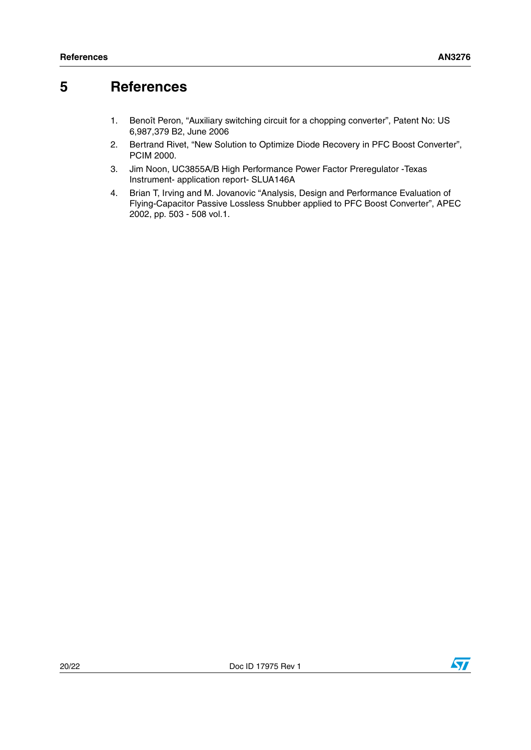# 5 References

1. Benoît Peron, “Auxiliary switching circuit for a chopping converter”, Patent No: US 6,987,379 B2, June 2006
2. Bertrand Rivet, “New Solution to Optimize Diode Recovery in PFC Boost Converter”, PCIM 2000.
3. Jim Noon, UC3855A/B High Performance Power Factor Preregulator -Texas Instrument- application report- SLUA146A
4. Brian T, Irving and M. Jovanovic “Analysis, Design and Performance Evaluation of Flying-Capacitor Passive Lossless Snubber applied to PFC Boost Converter”, APEC 2002, pp. 503 - 508 vol.1.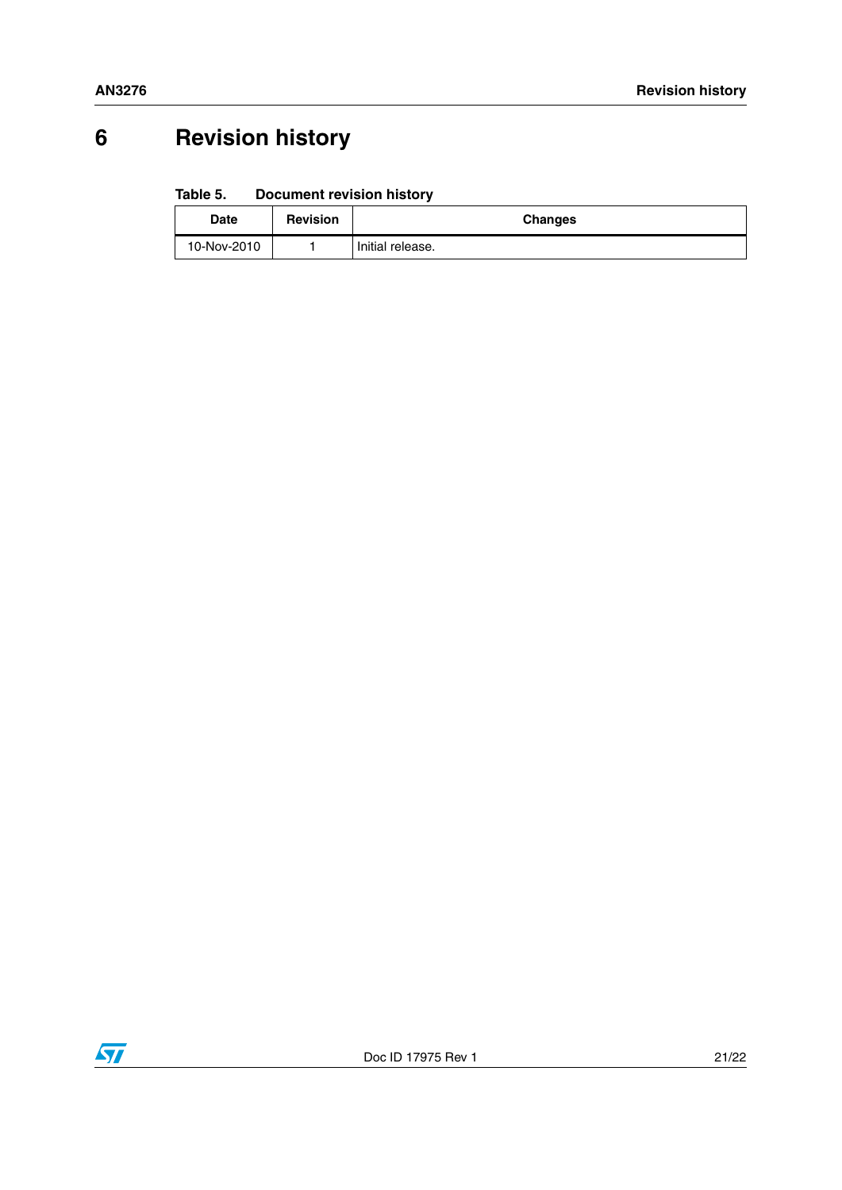# 6 Revision history

**Table 5. Document revision history**

| Date | Revision | Changes |
|---|---|---|
| 10-Nov-2010 | 1 | Initial release. |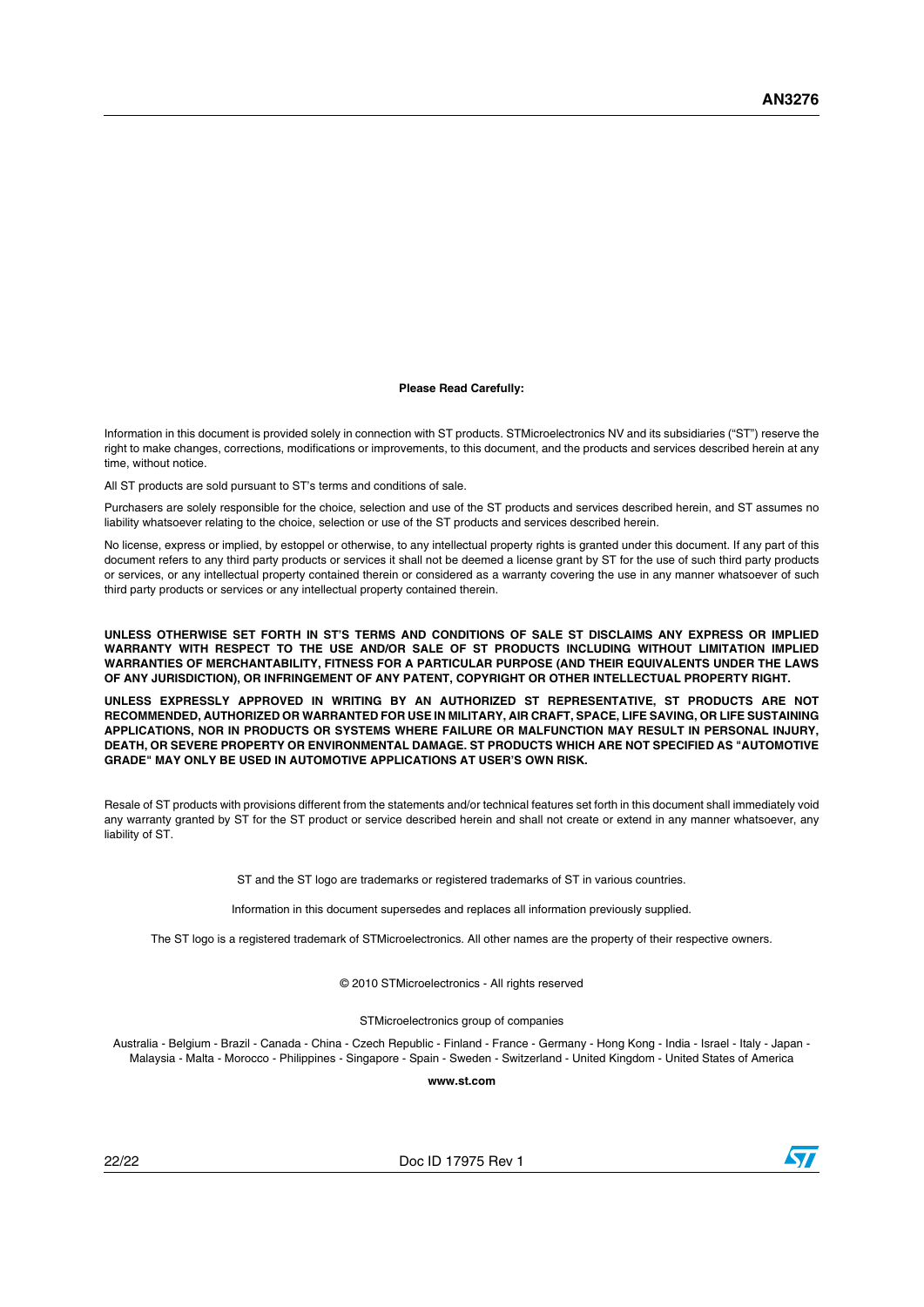**Please Read Carefully:**

Information in this document is provided solely in connection with ST products. STMicroelectronics NV and its subsidiaries (“ST”) reserve the right to make changes, corrections, modifications or improvements, to this document, and the products and services described herein at any time, without notice.

All ST products are sold pursuant to ST’s terms and conditions of sale.

Purchasers are solely responsible for the choice, selection and use of the ST products and services described herein, and ST assumes no liability whatsoever relating to the choice, selection or use of the ST products and services described herein.

No license, express or implied, by estoppel or otherwise, to any intellectual property rights is granted under this document. If any part of this document refers to any third party products or services it shall not be deemed a license grant by ST for the use of such third party products or services, or any intellectual property contained therein or considered as a warranty covering the use in any manner whatsoever of such third party products or services or any intellectual property contained therein.

**UNLESS OTHERWISE SET FORTH IN ST’S TERMS AND CONDITIONS OF SALE ST DISCLAIMS ANY EXPRESS OR IMPLIED WARRANTY WITH RESPECT TO THE USE AND/OR SALE OF ST PRODUCTS INCLUDING WITHOUT LIMITATION IMPLIED WARRANTIES OF MERCHANTABILITY, FITNESS FOR A PARTICULAR PURPOSE (AND THEIR EQUIVALENTS UNDER THE LAWS OF ANY JURISDICTION), OR INFRINGEMENT OF ANY PATENT, COPYRIGHT OR OTHER INTELLECTUAL PROPERTY RIGHT.**

**UNLESS EXPRESSLY APPROVED IN WRITING BY AN AUTHORIZED ST REPRESENTATIVE, ST PRODUCTS ARE NOT RECOMMENDED, AUTHORIZED OR WARRANTED FOR USE IN MILITARY, AIR CRAFT, SPACE, LIFE SAVING, OR LIFE SUSTAINING APPLICATIONS, NOR IN PRODUCTS OR SYSTEMS WHERE FAILURE OR MALFUNCTION MAY RESULT IN PERSONAL INJURY, DEATH, OR SEVERE PROPERTY OR ENVIRONMENTAL DAMAGE. ST PRODUCTS WHICH ARE NOT SPECIFIED AS "AUTOMOTIVE GRADE" MAY ONLY BE USED IN AUTOMOTIVE APPLICATIONS AT USER’S OWN RISK.**

Resale of ST products with provisions different from the statements and/or technical features set forth in this document shall immediately void any warranty granted by ST for the ST product or service described herein and shall not create or extend in any manner whatsoever, any liability of ST.

ST and the ST logo are trademarks or registered trademarks of ST in various countries.

Information in this document supersedes and replaces all information previously supplied.

The ST logo is a registered trademark of STMicroelectronics. All other names are the property of their respective owners.

© 2010 STMicroelectronics - All rights reserved

STMicroelectronics group of companies

Australia - Belgium - Brazil - Canada - China - Czech Republic - Finland - France - Germany - Hong Kong - India - Israel - Italy - Japan - Malaysia - Malta - Morocco - Philippines - Singapore - Spain - Sweden - Switzerland - United Kingdom - United States of America

**www.st.com**